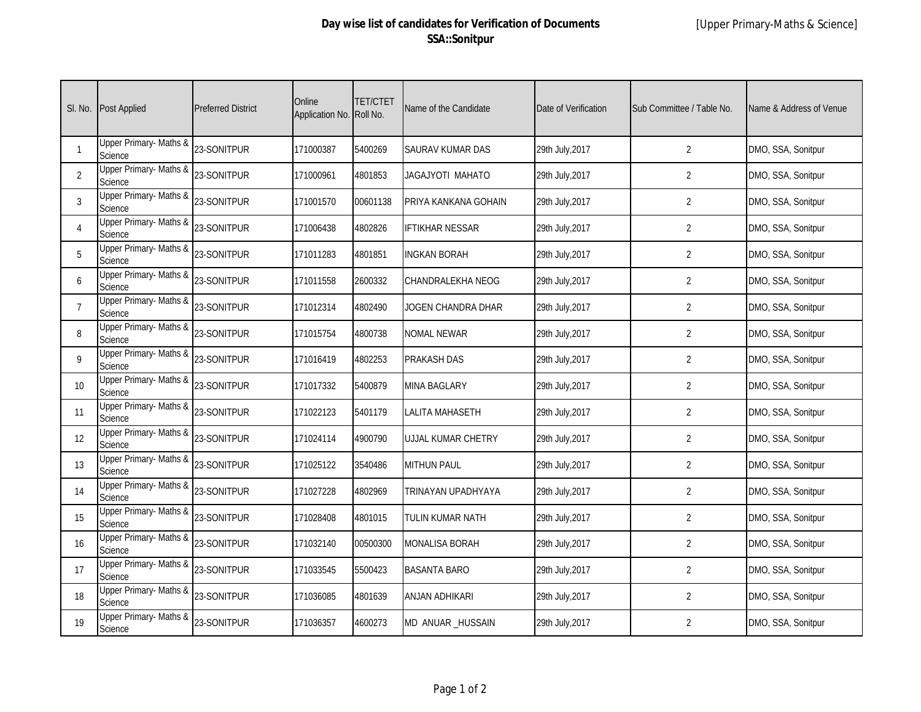**Day wise list of candidates for Verification of Documents**
**SSA::Sonitpur**

[Upper Primary-Maths & Science]

| Sl. No. | Post Applied | Preferred District | Online Application No. | TET/CTET Roll No. | Name of the Candidate | Date of Verification | Sub Committee / Table No. | Name & Address of Venue |
|---|---|---|---|---|---|---|---|---|
| 1 | Upper Primary- Maths & Science | 23-SONITPUR | 171000387 | 5400269 | SAURAV KUMAR DAS | 29th July,2017 | 2 | DMO, SSA, Sonitpur |
| 2 | Upper Primary- Maths & Science | 23-SONITPUR | 171000961 | 4801853 | JAGAJYOTI MAHATO | 29th July,2017 | 2 | DMO, SSA, Sonitpur |
| 3 | Upper Primary- Maths & Science | 23-SONITPUR | 171001570 | 00601138 | PRIYA KANKANA GOHAIN | 29th July,2017 | 2 | DMO, SSA, Sonitpur |
| 4 | Upper Primary- Maths & Science | 23-SONITPUR | 171006438 | 4802826 | IFTIKHAR NESSAR | 29th July,2017 | 2 | DMO, SSA, Sonitpur |
| 5 | Upper Primary- Maths & Science | 23-SONITPUR | 171011283 | 4801851 | INGKAN BORAH | 29th July,2017 | 2 | DMO, SSA, Sonitpur |
| 6 | Upper Primary- Maths & Science | 23-SONITPUR | 171011558 | 2600332 | CHANDRALEKHA NEOG | 29th July,2017 | 2 | DMO, SSA, Sonitpur |
| 7 | Upper Primary- Maths & Science | 23-SONITPUR | 171012314 | 4802490 | JOGEN CHANDRA DHAR | 29th July,2017 | 2 | DMO, SSA, Sonitpur |
| 8 | Upper Primary- Maths & Science | 23-SONITPUR | 171015754 | 4800738 | NOMAL NEWAR | 29th July,2017 | 2 | DMO, SSA, Sonitpur |
| 9 | Upper Primary- Maths & Science | 23-SONITPUR | 171016419 | 4802253 | PRAKASH DAS | 29th July,2017 | 2 | DMO, SSA, Sonitpur |
| 10 | Upper Primary- Maths & Science | 23-SONITPUR | 171017332 | 5400879 | MINA BAGLARY | 29th July,2017 | 2 | DMO, SSA, Sonitpur |
| 11 | Upper Primary- Maths & Science | 23-SONITPUR | 171022123 | 5401179 | LALITA MAHASETH | 29th July,2017 | 2 | DMO, SSA, Sonitpur |
| 12 | Upper Primary- Maths & Science | 23-SONITPUR | 171024114 | 4900790 | UJJAL KUMAR CHETRY | 29th July,2017 | 2 | DMO, SSA, Sonitpur |
| 13 | Upper Primary- Maths & Science | 23-SONITPUR | 171025122 | 3540486 | MITHUN PAUL | 29th July,2017 | 2 | DMO, SSA, Sonitpur |
| 14 | Upper Primary- Maths & Science | 23-SONITPUR | 171027228 | 4802969 | TRINAYAN UPADHYAYA | 29th July,2017 | 2 | DMO, SSA, Sonitpur |
| 15 | Upper Primary- Maths & Science | 23-SONITPUR | 171028408 | 4801015 | TULIN KUMAR NATH | 29th July,2017 | 2 | DMO, SSA, Sonitpur |
| 16 | Upper Primary- Maths & Science | 23-SONITPUR | 171032140 | 00500300 | MONALISA BORAH | 29th July,2017 | 2 | DMO, SSA, Sonitpur |
| 17 | Upper Primary- Maths & Science | 23-SONITPUR | 171033545 | 5500423 | BASANTA BARO | 29th July,2017 | 2 | DMO, SSA, Sonitpur |
| 18 | Upper Primary- Maths & Science | 23-SONITPUR | 171036085 | 4801639 | ANJAN ADHIKARI | 29th July,2017 | 2 | DMO, SSA, Sonitpur |
| 19 | Upper Primary- Maths & Science | 23-SONITPUR | 171036357 | 4600273 | MD ANUAR _HUSSAIN | 29th July,2017 | 2 | DMO, SSA, Sonitpur |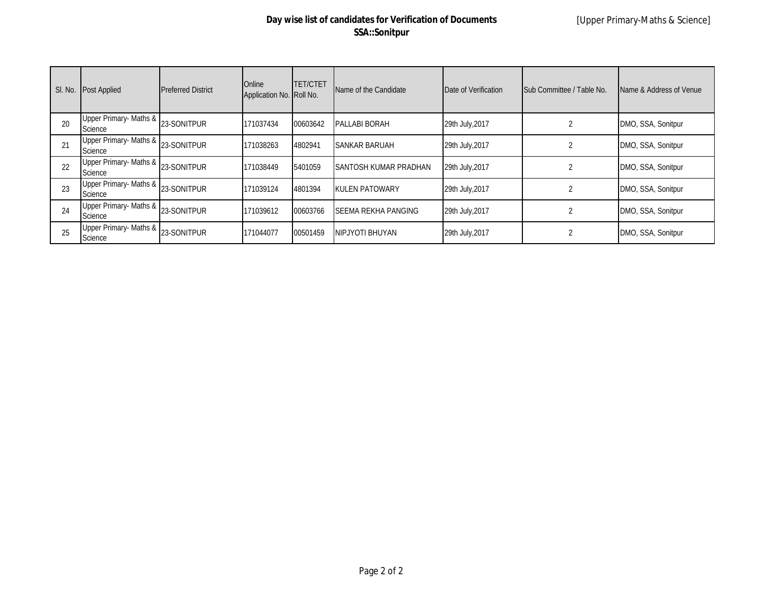# Day wise list of candidates for Verification of Documents
## SSA::Sonitpur

[Upper Primary-Maths & Science]

| Sl. No. | Post Applied | Preferred District | Online Application No. | TET/CTET Roll No. | Name of the Candidate | Date of Verification | Sub Committee / Table No. | Name & Address of Venue |
|---|---|---|---|---|---|---|---|---|
| 20 | Upper Primary- Maths & Science | 23-SONITPUR | 171037434 | 00603642 | PALLABI BORAH | 29th July,2017 | 2 | DMO, SSA, Sonitpur |
| 21 | Upper Primary- Maths & Science | 23-SONITPUR | 171038263 | 4802941 | SANKAR BARUAH | 29th July,2017 | 2 | DMO, SSA, Sonitpur |
| 22 | Upper Primary- Maths & Science | 23-SONITPUR | 171038449 | 5401059 | SANTOSH KUMAR PRADHAN | 29th July,2017 | 2 | DMO, SSA, Sonitpur |
| 23 | Upper Primary- Maths & Science | 23-SONITPUR | 171039124 | 4801394 | KULEN PATOWARY | 29th July,2017 | 2 | DMO, SSA, Sonitpur |
| 24 | Upper Primary- Maths & Science | 23-SONITPUR | 171039612 | 00603766 | SEEMA REKHA PANGING | 29th July,2017 | 2 | DMO, SSA, Sonitpur |
| 25 | Upper Primary- Maths & Science | 23-SONITPUR | 171044077 | 00501459 | NIPJYOTI BHUYAN | 29th July,2017 | 2 | DMO, SSA, Sonitpur |